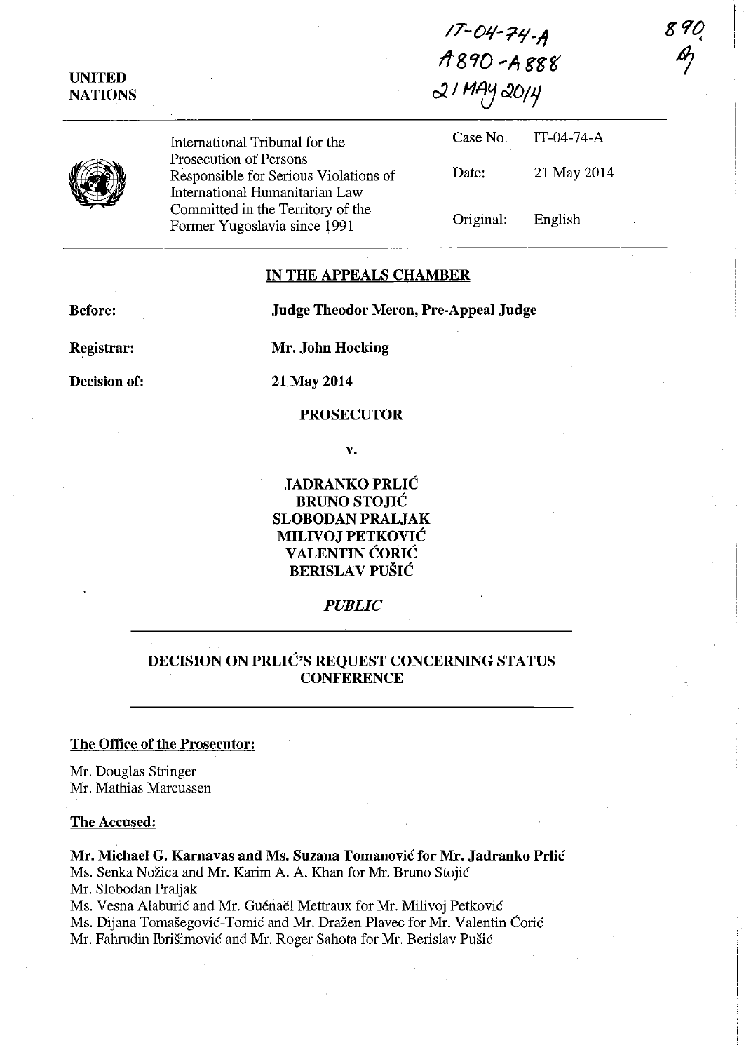IT-04-74-A
A890 - A888
21 MAY 2014

890

UNITED NATIONS

International Tribunal for the Prosecution of Persons Responsible for Serious Violations of International Humanitarian Law Committed in the Territory of the Former Yugoslavia since 1991

Case No. IT-04-74-A

Date: 21 May 2014

Original: English

## IN THE APPEALS CHAMBER

**Before:** **Judge Theodor Meron, Pre-Appeal Judge**

**Registrar:** **Mr. John Hocking**

**Decision of:** **21 May 2014**

**PROSECUTOR**

**v.**

**JADRANKO PRLIĆ**
**BRUNO STOJIĆ**
**SLOBODAN PRALJAK**
**MILIVOJ PETKOVIĆ**
**VALENTIN ĆORIĆ**
**BERISLAV PUŠIĆ**

***PUBLIC***

## DECISION ON PRLIĆ'S REQUEST CONCERNING STATUS CONFERENCE

**The Office of the Prosecutor:**

Mr. Douglas Stringer
Mr. Mathias Marcussen

**The Accused:**

**Mr. Michael G. Karnavas and Ms. Suzana Tomanović for Mr. Jadranko Prlić**
Ms. Senka Nožica and Mr. Karim A. A. Khan for Mr. Bruno Stojić
Mr. Slobodan Praljak
Ms. Vesna Alaburić and Mr. Guénaël Mettraux for Mr. Milivoj Petković
Ms. Dijana Tomašegović-Tomić and Mr. Dražen Plavec for Mr. Valentin Ćorić
Mr. Fahrudin Ibrišimović and Mr. Roger Sahota for Mr. Berislav Pušić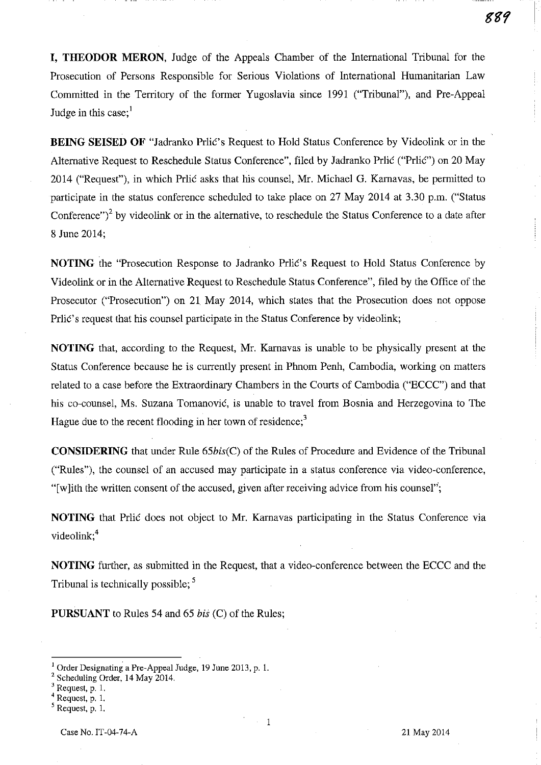**I, THEODOR MERON**, Judge of the Appeals Chamber of the International Tribunal for the Prosecution of Persons Responsible for Serious Violations of International Humanitarian Law Committed in the Territory of the former Yugoslavia since 1991 ("Tribunal"), and Pre-Appeal Judge in this case;[1]

**BEING SEISED OF** "Jadranko Prlić's Request to Hold Status Conference by Videolink or in the Alternative Request to Reschedule Status Conference", filed by Jadranko Prlić ("Prlić") on 20 May 2014 ("Request"), in which Prlić asks that his counsel, Mr. Michael G. Karnavas, be permitted to participate in the status conference scheduled to take place on 27 May 2014 at 3.30 p.m. ("Status Conference")[2] by videolink or in the alternative, to reschedule the Status Conference to a date after 8 June 2014;

**NOTING** the "Prosecution Response to Jadranko Prlić's Request to Hold Status Conference by Videolink or in the Alternative Request to Reschedule Status Conference", filed by the Office of the Prosecutor ("Prosecution") on 21 May 2014, which states that the Prosecution does not oppose Prlić's request that his counsel participate in the Status Conference by videolink;

**NOTING** that, according to the Request, Mr. Karnavas is unable to be physically present at the Status Conference because he is currently present in Phnom Penh, Cambodia, working on matters related to a case before the Extraordinary Chambers in the Courts of Cambodia ("ECCC") and that his co-counsel, Ms. Suzana Tomanović, is unable to travel from Bosnia and Herzegovina to The Hague due to the recent flooding in her town of residence;[3]

**CONSIDERING** that under Rule 65*bis*(C) of the Rules of Procedure and Evidence of the Tribunal ("Rules"), the counsel of an accused may participate in a status conference via video-conference, "[w]ith the written consent of the accused, given after receiving advice from his counsel";

**NOTING** that Prlić does not object to Mr. Karnavas participating in the Status Conference via videolink;[4]

**NOTING** further, as submitted in the Request, that a video-conference between the ECCC and the Tribunal is technically possible;[5]

**PURSUANT** to Rules 54 and 65 *bis* (C) of the Rules;

---

[1] Order Designating a Pre-Appeal Judge, 19 June 2013, p. 1.
[2] Scheduling Order, 14 May 2014.
[3] Request, p. 1.
[4] Request, p. 1.
[5] Request, p. 1.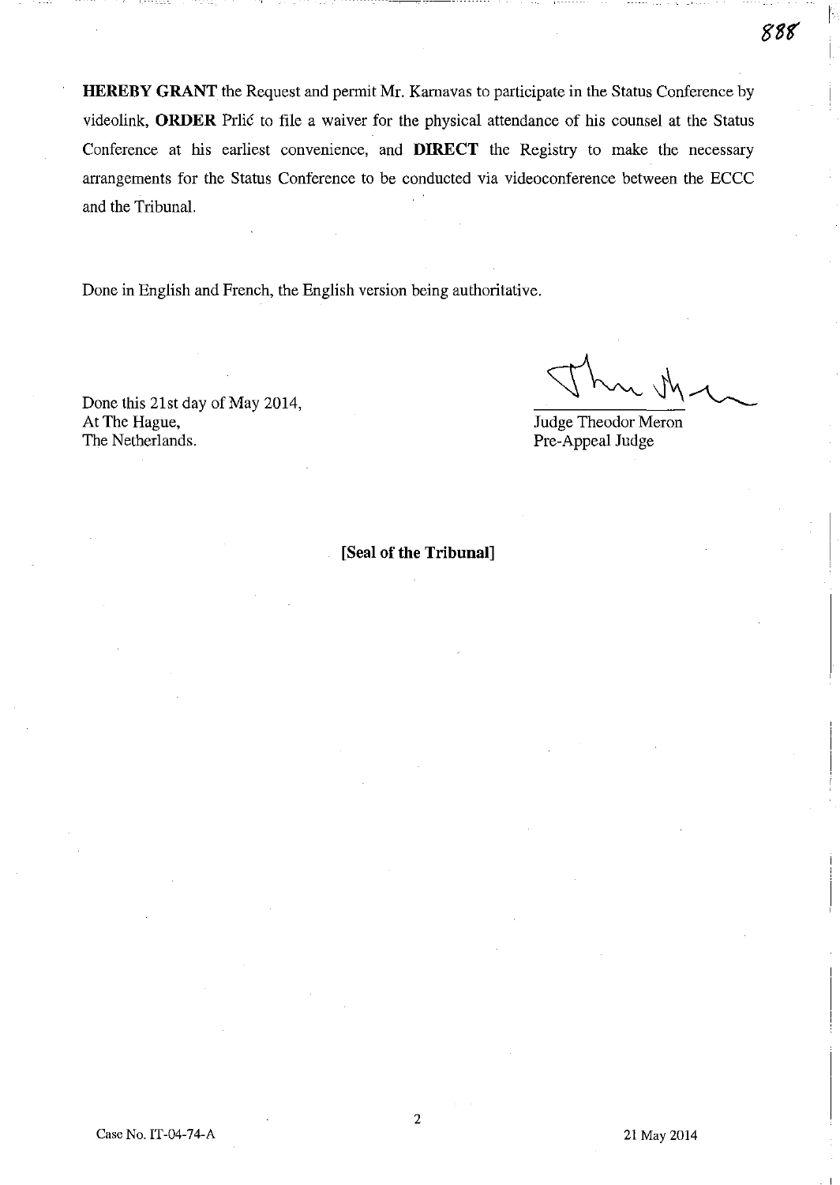**HEREBY GRANT** the Request and permit Mr. Karnavas to participate in the Status Conference by videolink, **ORDER** Prlić to file a waiver for the physical attendance of his counsel at the Status Conference at his earliest convenience, and **DIRECT** the Registry to make the necessary arrangements for the Status Conference to be conducted via videoconference between the ECCC and the Tribunal.

Done in English and French, the English version being authoritative.

Done this 21st day of May 2014,
At The Hague,
The Netherlands.

Judge Theodor Meron
Pre-Appeal Judge

**[Seal of the Tribunal]**